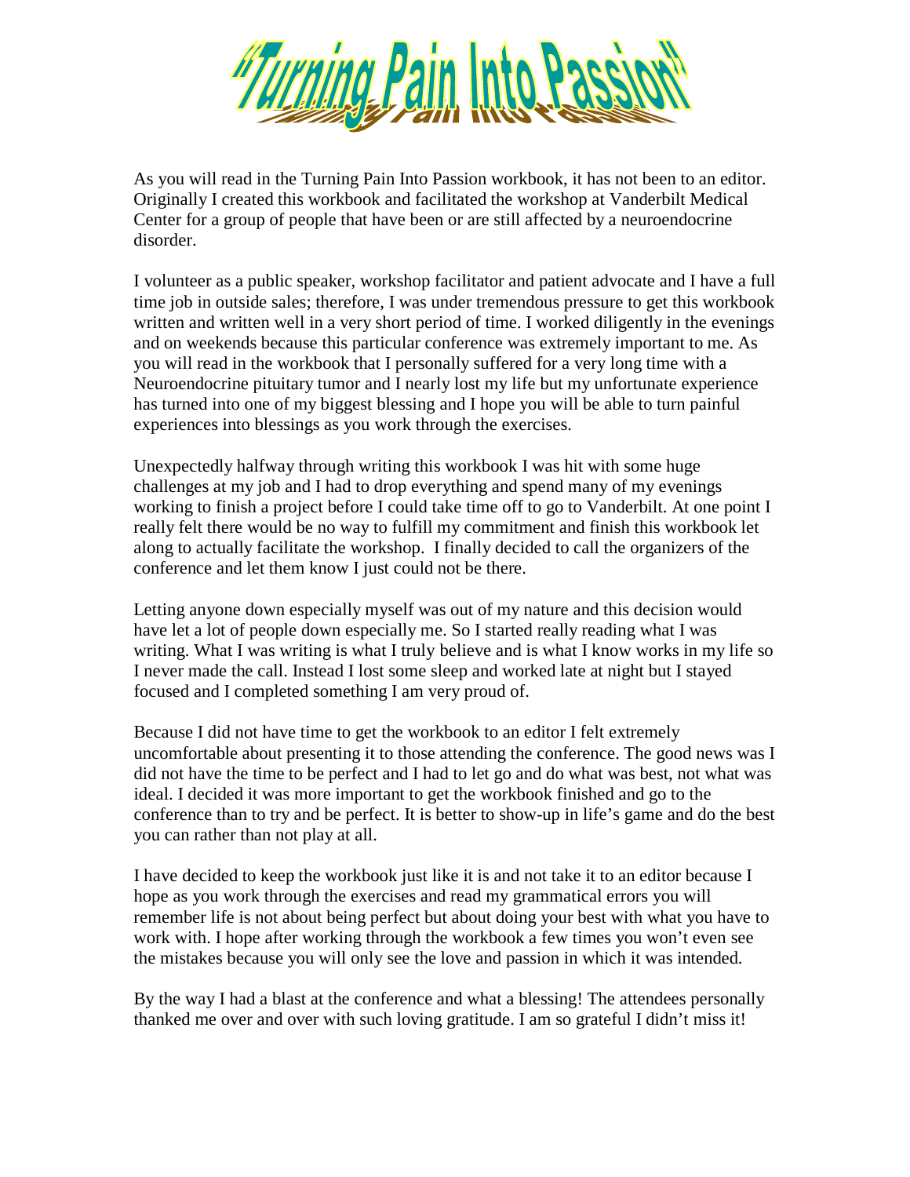# "Turning Pain Into Passion"

As you will read in the Turning Pain Into Passion workbook, it has not been to an editor. Originally I created this workbook and facilitated the workshop at Vanderbilt Medical Center for a group of people that have been or are still affected by a neuroendocrine disorder.

I volunteer as a public speaker, workshop facilitator and patient advocate and I have a full time job in outside sales; therefore, I was under tremendous pressure to get this workbook written and written well in a very short period of time. I worked diligently in the evenings and on weekends because this particular conference was extremely important to me. As you will read in the workbook that I personally suffered for a very long time with a Neuroendocrine pituitary tumor and I nearly lost my life but my unfortunate experience has turned into one of my biggest blessing and I hope you will be able to turn painful experiences into blessings as you work through the exercises.

Unexpectedly halfway through writing this workbook I was hit with some huge challenges at my job and I had to drop everything and spend many of my evenings working to finish a project before I could take time off to go to Vanderbilt. At one point I really felt there would be no way to fulfill my commitment and finish this workbook let along to actually facilitate the workshop. I finally decided to call the organizers of the conference and let them know I just could not be there.

Letting anyone down especially myself was out of my nature and this decision would have let a lot of people down especially me. So I started really reading what I was writing. What I was writing is what I truly believe and is what I know works in my life so I never made the call. Instead I lost some sleep and worked late at night but I stayed focused and I completed something I am very proud of.

Because I did not have time to get the workbook to an editor I felt extremely uncomfortable about presenting it to those attending the conference. The good news was I did not have the time to be perfect and I had to let go and do what was best, not what was ideal. I decided it was more important to get the workbook finished and go to the conference than to try and be perfect. It is better to show-up in life's game and do the best you can rather than not play at all.

I have decided to keep the workbook just like it is and not take it to an editor because I hope as you work through the exercises and read my grammatical errors you will remember life is not about being perfect but about doing your best with what you have to work with. I hope after working through the workbook a few times you won't even see the mistakes because you will only see the love and passion in which it was intended.

By the way I had a blast at the conference and what a blessing! The attendees personally thanked me over and over with such loving gratitude. I am so grateful I didn't miss it!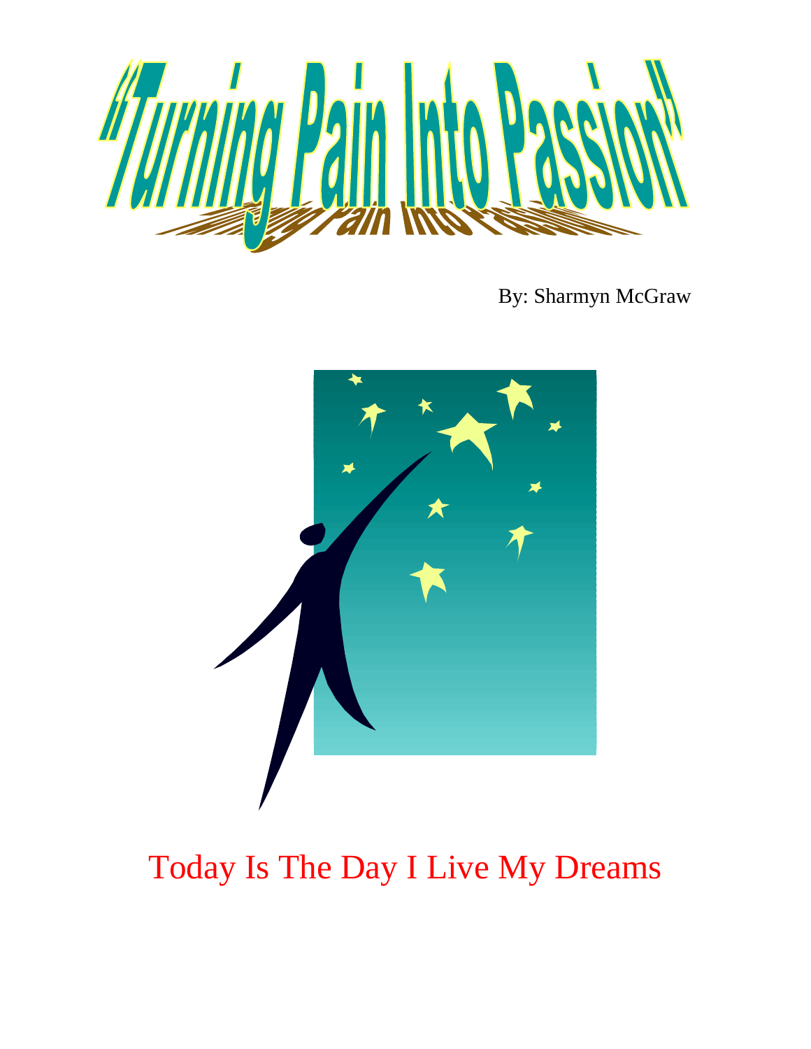# "Turning Pain Into Passion"

By: Sharmyn McGraw

Today Is The Day I Live My Dreams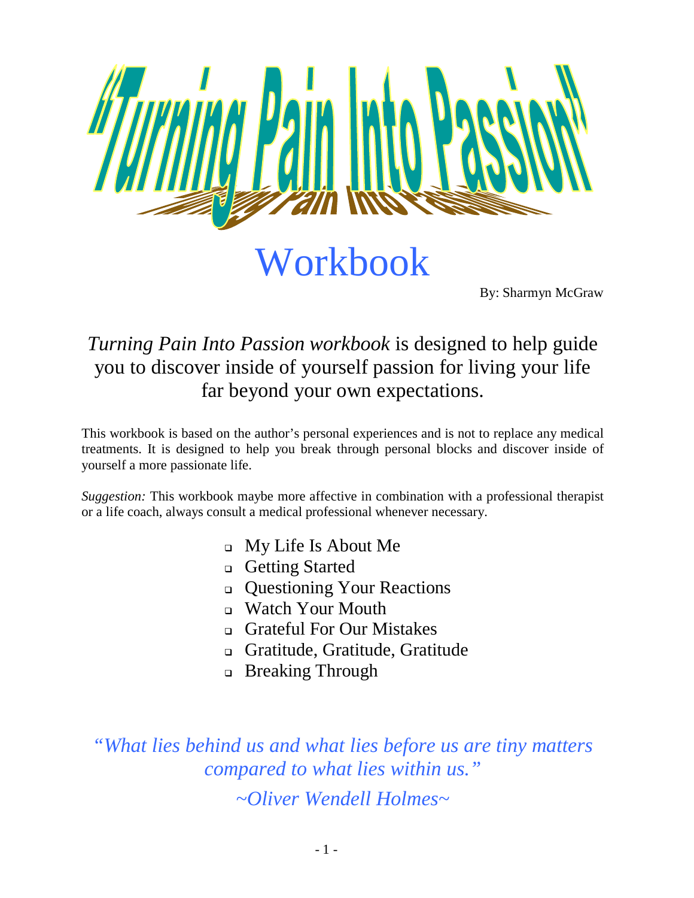# "Turning Pain Into Passion"

## Workbook

By: Sharmyn McGraw

*Turning Pain Into Passion workbook* is designed to help guide you to discover inside of yourself passion for living your life far beyond your own expectations.

This workbook is based on the author's personal experiences and is not to replace any medical treatments. It is designed to help you break through personal blocks and discover inside of yourself a more passionate life.

*Suggestion:* This workbook maybe more affective in combination with a professional therapist or a life coach, always consult a medical professional whenever necessary.

- My Life Is About Me
- Getting Started
- Questioning Your Reactions
- Watch Your Mouth
- Grateful For Our Mistakes
- Gratitude, Gratitude, Gratitude
- Breaking Through

*"What lies behind us and what lies before us are tiny matters compared to what lies within us."*

*~Oliver Wendell Holmes~*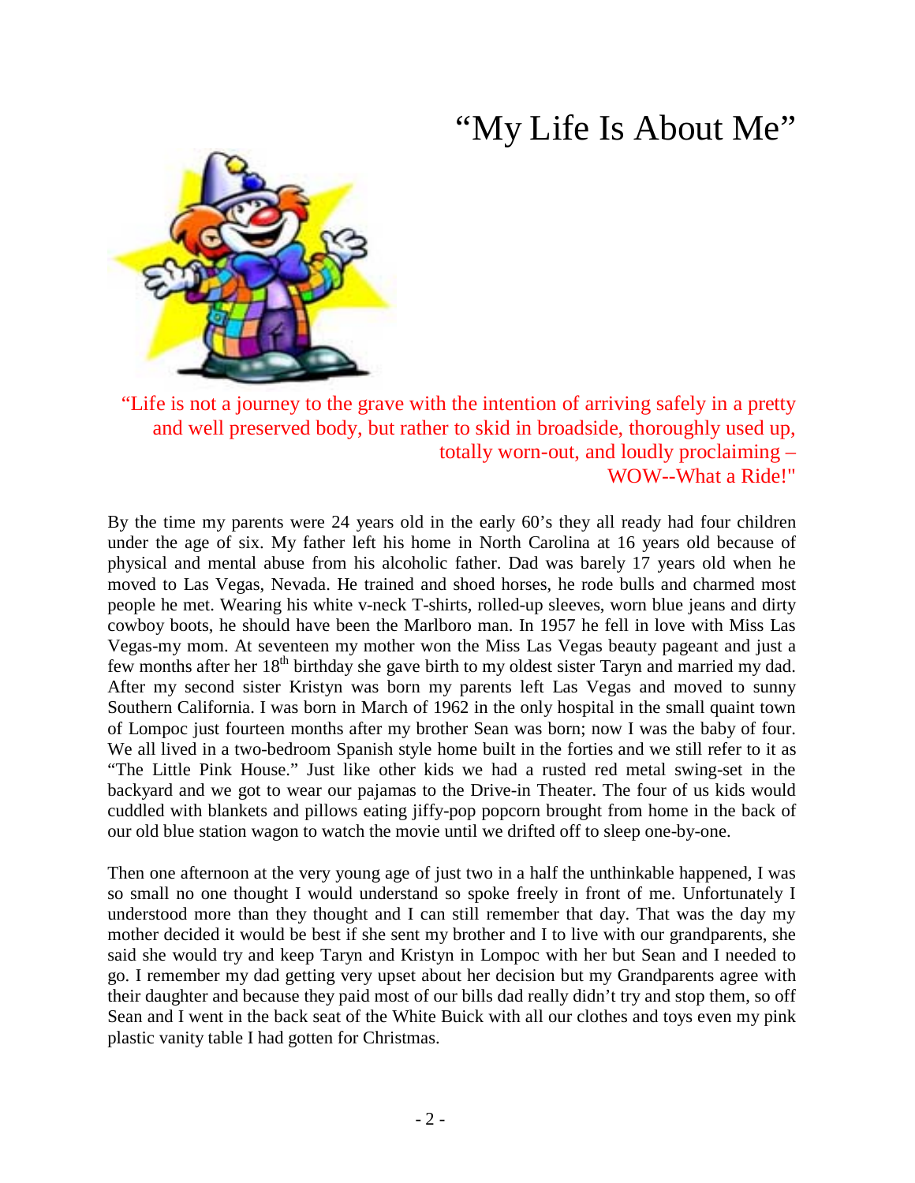# “My Life Is About Me”

“Life is not a journey to the grave with the intention of arriving safely in a pretty and well preserved body, but rather to skid in broadside, thoroughly used up, totally worn-out, and loudly proclaiming – WOW--What a Ride!"

By the time my parents were 24 years old in the early 60’s they all ready had four children under the age of six. My father left his home in North Carolina at 16 years old because of physical and mental abuse from his alcoholic father. Dad was barely 17 years old when he moved to Las Vegas, Nevada. He trained and shoed horses, he rode bulls and charmed most people he met. Wearing his white v-neck T-shirts, rolled-up sleeves, worn blue jeans and dirty cowboy boots, he should have been the Marlboro man. In 1957 he fell in love with Miss Las Vegas-my mom. At seventeen my mother won the Miss Las Vegas beauty pageant and just a few months after her 18th birthday she gave birth to my oldest sister Taryn and married my dad. After my second sister Kristyn was born my parents left Las Vegas and moved to sunny Southern California. I was born in March of 1962 in the only hospital in the small quaint town of Lompoc just fourteen months after my brother Sean was born; now I was the baby of four. We all lived in a two-bedroom Spanish style home built in the forties and we still refer to it as “The Little Pink House.” Just like other kids we had a rusted red metal swing-set in the backyard and we got to wear our pajamas to the Drive-in Theater. The four of us kids would cuddled with blankets and pillows eating jiffy-pop popcorn brought from home in the back of our old blue station wagon to watch the movie until we drifted off to sleep one-by-one.

Then one afternoon at the very young age of just two in a half the unthinkable happened, I was so small no one thought I would understand so spoke freely in front of me. Unfortunately I understood more than they thought and I can still remember that day. That was the day my mother decided it would be best if she sent my brother and I to live with our grandparents, she said she would try and keep Taryn and Kristyn in Lompoc with her but Sean and I needed to go. I remember my dad getting very upset about her decision but my Grandparents agree with their daughter and because they paid most of our bills dad really didn’t try and stop them, so off Sean and I went in the back seat of the White Buick with all our clothes and toys even my pink plastic vanity table I had gotten for Christmas.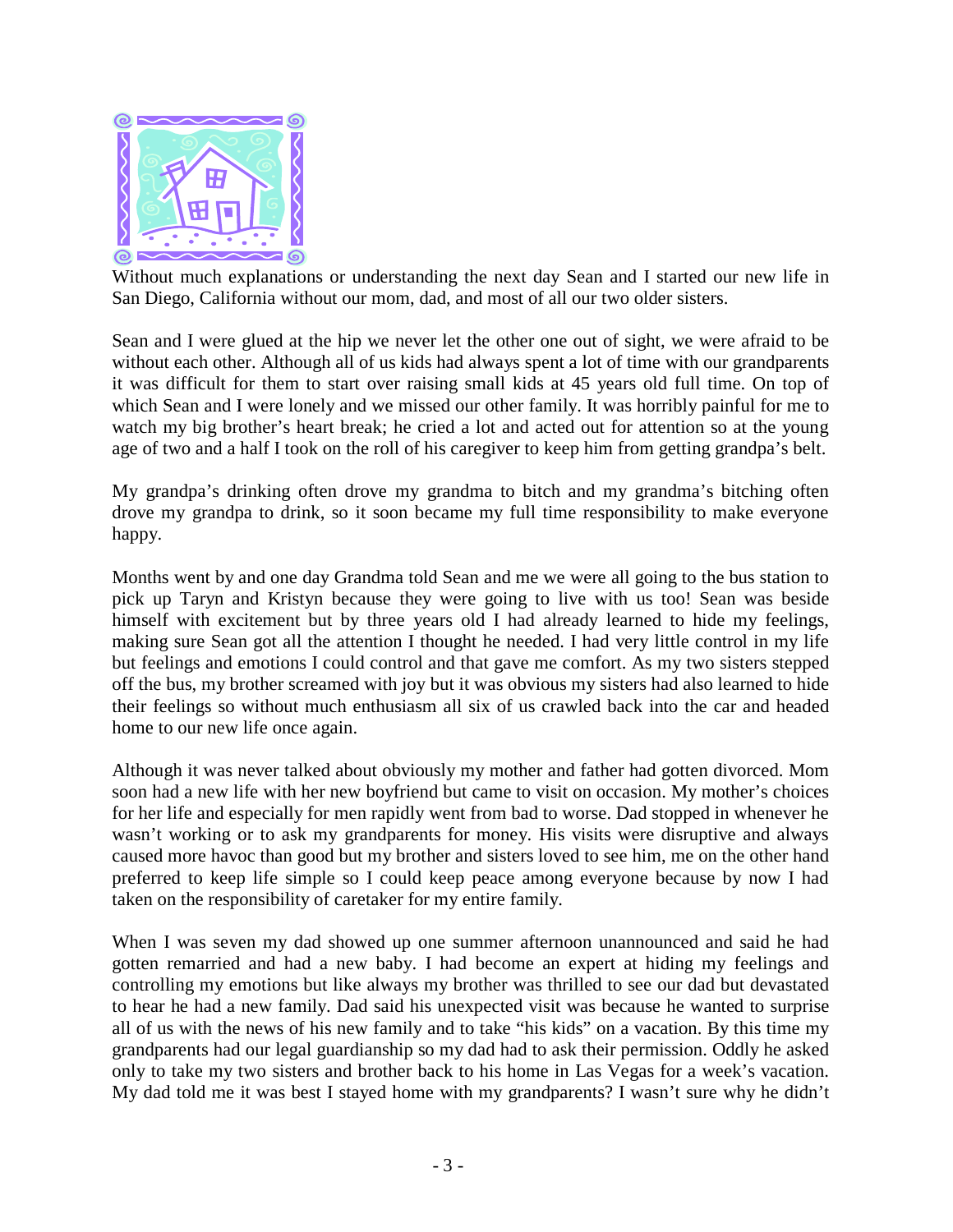Without much explanations or understanding the next day Sean and I started our new life in San Diego, California without our mom, dad, and most of all our two older sisters.

Sean and I were glued at the hip we never let the other one out of sight, we were afraid to be without each other. Although all of us kids had always spent a lot of time with our grandparents it was difficult for them to start over raising small kids at 45 years old full time. On top of which Sean and I were lonely and we missed our other family. It was horribly painful for me to watch my big brother's heart break; he cried a lot and acted out for attention so at the young age of two and a half I took on the roll of his caregiver to keep him from getting grandpa's belt.

My grandpa's drinking often drove my grandma to bitch and my grandma's bitching often drove my grandpa to drink, so it soon became my full time responsibility to make everyone happy.

Months went by and one day Grandma told Sean and me we were all going to the bus station to pick up Taryn and Kristyn because they were going to live with us too! Sean was beside himself with excitement but by three years old I had already learned to hide my feelings, making sure Sean got all the attention I thought he needed. I had very little control in my life but feelings and emotions I could control and that gave me comfort. As my two sisters stepped off the bus, my brother screamed with joy but it was obvious my sisters had also learned to hide their feelings so without much enthusiasm all six of us crawled back into the car and headed home to our new life once again.

Although it was never talked about obviously my mother and father had gotten divorced. Mom soon had a new life with her new boyfriend but came to visit on occasion. My mother's choices for her life and especially for men rapidly went from bad to worse. Dad stopped in whenever he wasn't working or to ask my grandparents for money. His visits were disruptive and always caused more havoc than good but my brother and sisters loved to see him, me on the other hand preferred to keep life simple so I could keep peace among everyone because by now I had taken on the responsibility of caretaker for my entire family.

When I was seven my dad showed up one summer afternoon unannounced and said he had gotten remarried and had a new baby. I had become an expert at hiding my feelings and controlling my emotions but like always my brother was thrilled to see our dad but devastated to hear he had a new family. Dad said his unexpected visit was because he wanted to surprise all of us with the news of his new family and to take "his kids" on a vacation. By this time my grandparents had our legal guardianship so my dad had to ask their permission. Oddly he asked only to take my two sisters and brother back to his home in Las Vegas for a week's vacation. My dad told me it was best I stayed home with my grandparents? I wasn't sure why he didn't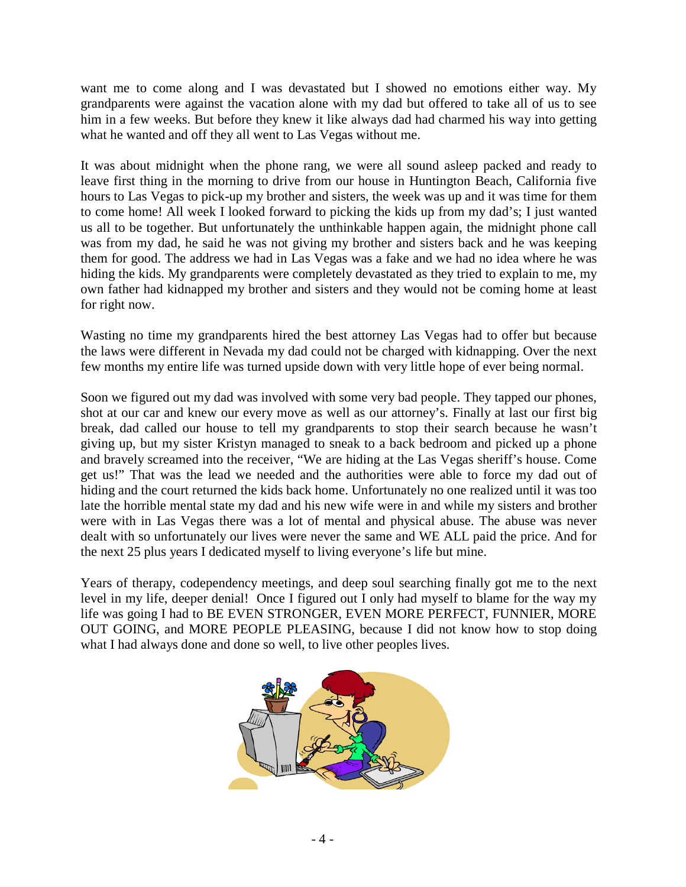want me to come along and I was devastated but I showed no emotions either way. My grandparents were against the vacation alone with my dad but offered to take all of us to see him in a few weeks. But before they knew it like always dad had charmed his way into getting what he wanted and off they all went to Las Vegas without me.

It was about midnight when the phone rang, we were all sound asleep packed and ready to leave first thing in the morning to drive from our house in Huntington Beach, California five hours to Las Vegas to pick-up my brother and sisters, the week was up and it was time for them to come home! All week I looked forward to picking the kids up from my dad's; I just wanted us all to be together. But unfortunately the unthinkable happen again, the midnight phone call was from my dad, he said he was not giving my brother and sisters back and he was keeping them for good. The address we had in Las Vegas was a fake and we had no idea where he was hiding the kids. My grandparents were completely devastated as they tried to explain to me, my own father had kidnapped my brother and sisters and they would not be coming home at least for right now.

Wasting no time my grandparents hired the best attorney Las Vegas had to offer but because the laws were different in Nevada my dad could not be charged with kidnapping. Over the next few months my entire life was turned upside down with very little hope of ever being normal.

Soon we figured out my dad was involved with some very bad people. They tapped our phones, shot at our car and knew our every move as well as our attorney's. Finally at last our first big break, dad called our house to tell my grandparents to stop their search because he wasn't giving up, but my sister Kristyn managed to sneak to a back bedroom and picked up a phone and bravely screamed into the receiver, "We are hiding at the Las Vegas sheriff's house. Come get us!" That was the lead we needed and the authorities were able to force my dad out of hiding and the court returned the kids back home. Unfortunately no one realized until it was too late the horrible mental state my dad and his new wife were in and while my sisters and brother were with in Las Vegas there was a lot of mental and physical abuse. The abuse was never dealt with so unfortunately our lives were never the same and WE ALL paid the price. And for the next 25 plus years I dedicated myself to living everyone's life but mine.

Years of therapy, codependency meetings, and deep soul searching finally got me to the next level in my life, deeper denial! Once I figured out I only had myself to blame for the way my life was going I had to BE EVEN STRONGER, EVEN MORE PERFECT, FUNNIER, MORE OUT GOING, and MORE PEOPLE PLEASING, because I did not know how to stop doing what I had always done and done so well, to live other peoples lives.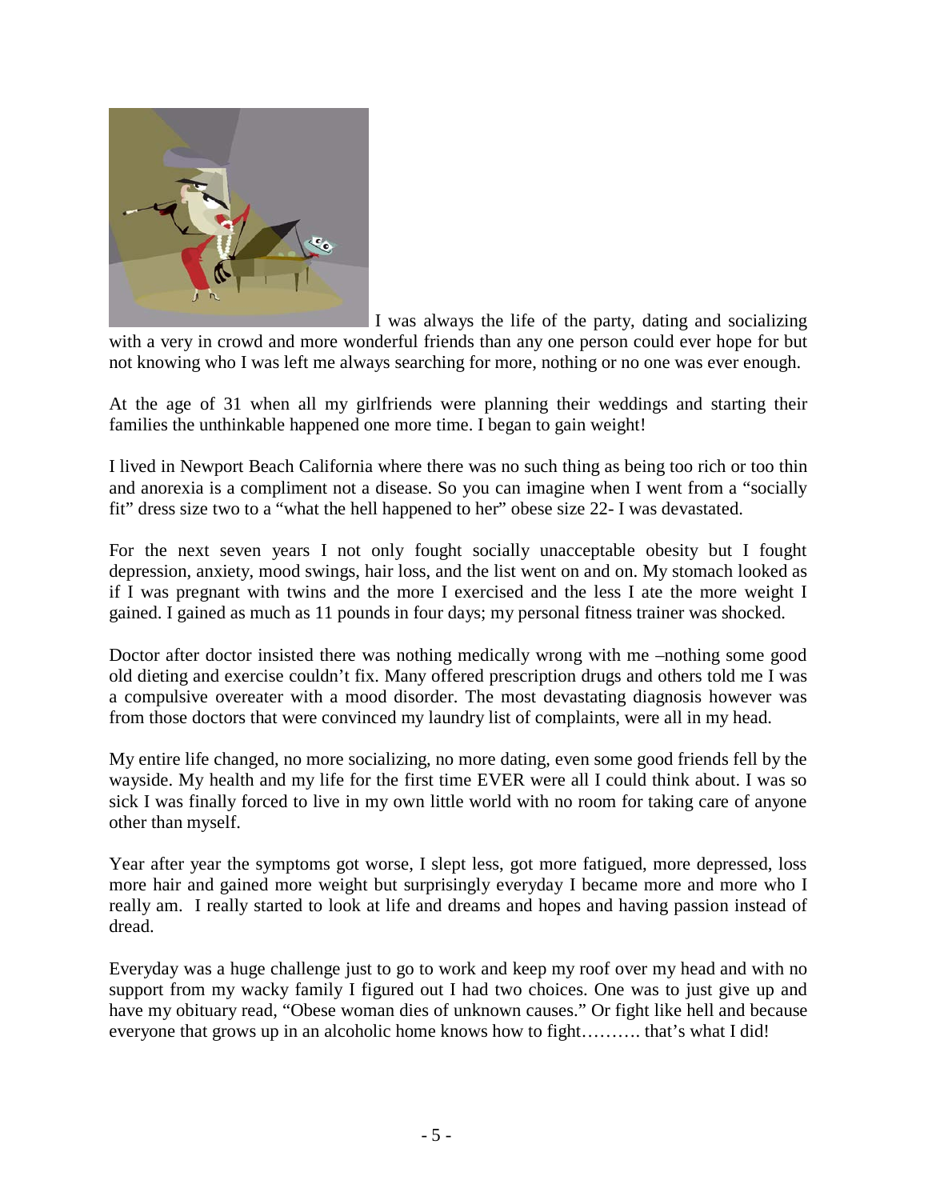I was always the life of the party, dating and socializing with a very in crowd and more wonderful friends than any one person could ever hope for but not knowing who I was left me always searching for more, nothing or no one was ever enough.

At the age of 31 when all my girlfriends were planning their weddings and starting their families the unthinkable happened one more time. I began to gain weight!

I lived in Newport Beach California where there was no such thing as being too rich or too thin and anorexia is a compliment not a disease. So you can imagine when I went from a "socially fit" dress size two to a "what the hell happened to her" obese size 22- I was devastated.

For the next seven years I not only fought socially unacceptable obesity but I fought depression, anxiety, mood swings, hair loss, and the list went on and on. My stomach looked as if I was pregnant with twins and the more I exercised and the less I ate the more weight I gained. I gained as much as 11 pounds in four days; my personal fitness trainer was shocked.

Doctor after doctor insisted there was nothing medically wrong with me –nothing some good old dieting and exercise couldn't fix. Many offered prescription drugs and others told me I was a compulsive overeater with a mood disorder. The most devastating diagnosis however was from those doctors that were convinced my laundry list of complaints, were all in my head.

My entire life changed, no more socializing, no more dating, even some good friends fell by the wayside. My health and my life for the first time EVER were all I could think about. I was so sick I was finally forced to live in my own little world with no room for taking care of anyone other than myself.

Year after year the symptoms got worse, I slept less, got more fatigued, more depressed, loss more hair and gained more weight but surprisingly everyday I became more and more who I really am. I really started to look at life and dreams and hopes and having passion instead of dread.

Everyday was a huge challenge just to go to work and keep my roof over my head and with no support from my wacky family I figured out I had two choices. One was to just give up and have my obituary read, "Obese woman dies of unknown causes." Or fight like hell and because everyone that grows up in an alcoholic home knows how to fight………. that's what I did!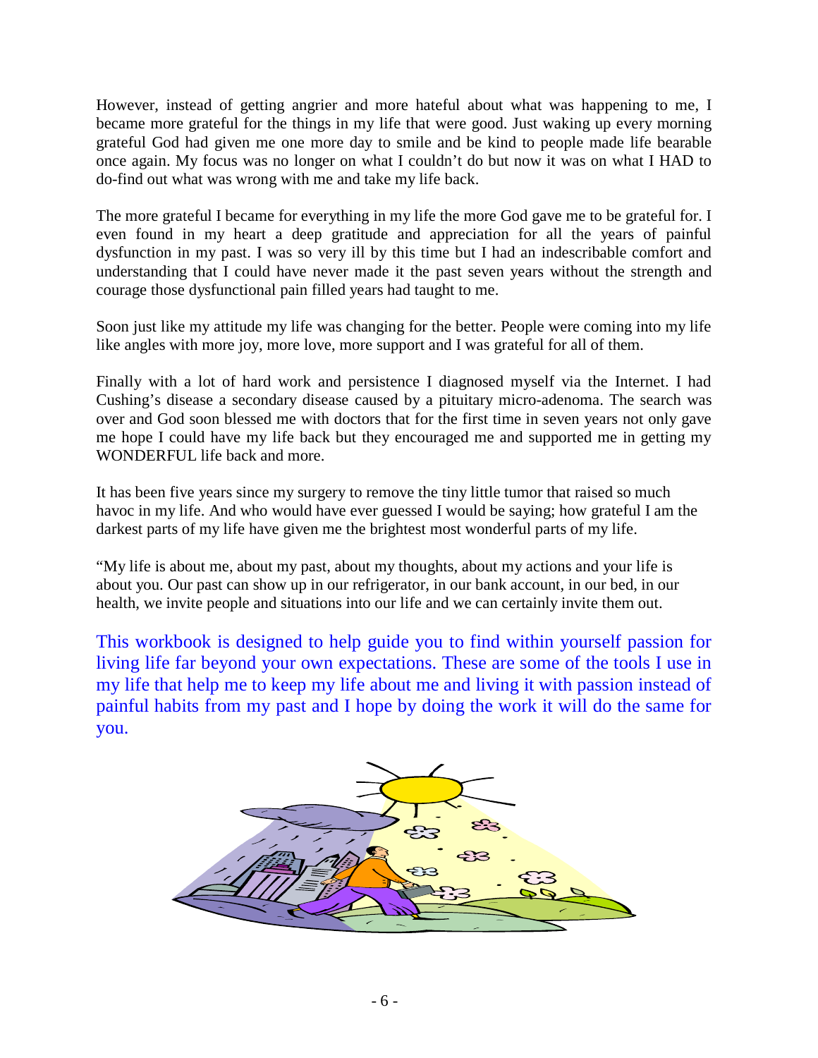However, instead of getting angrier and more hateful about what was happening to me, I became more grateful for the things in my life that were good. Just waking up every morning grateful God had given me one more day to smile and be kind to people made life bearable once again. My focus was no longer on what I couldn't do but now it was on what I HAD to do-find out what was wrong with me and take my life back.

The more grateful I became for everything in my life the more God gave me to be grateful for. I even found in my heart a deep gratitude and appreciation for all the years of painful dysfunction in my past. I was so very ill by this time but I had an indescribable comfort and understanding that I could have never made it the past seven years without the strength and courage those dysfunctional pain filled years had taught to me.

Soon just like my attitude my life was changing for the better. People were coming into my life like angles with more joy, more love, more support and I was grateful for all of them.

Finally with a lot of hard work and persistence I diagnosed myself via the Internet. I had Cushing's disease a secondary disease caused by a pituitary micro-adenoma. The search was over and God soon blessed me with doctors that for the first time in seven years not only gave me hope I could have my life back but they encouraged me and supported me in getting my WONDERFUL life back and more.

It has been five years since my surgery to remove the tiny little tumor that raised so much havoc in my life. And who would have ever guessed I would be saying; how grateful I am the darkest parts of my life have given me the brightest most wonderful parts of my life.

"My life is about me, about my past, about my thoughts, about my actions and your life is about you. Our past can show up in our refrigerator, in our bank account, in our bed, in our health, we invite people and situations into our life and we can certainly invite them out.

This workbook is designed to help guide you to find within yourself passion for living life far beyond your own expectations. These are some of the tools I use in my life that help me to keep my life about me and living it with passion instead of painful habits from my past and I hope by doing the work it will do the same for you.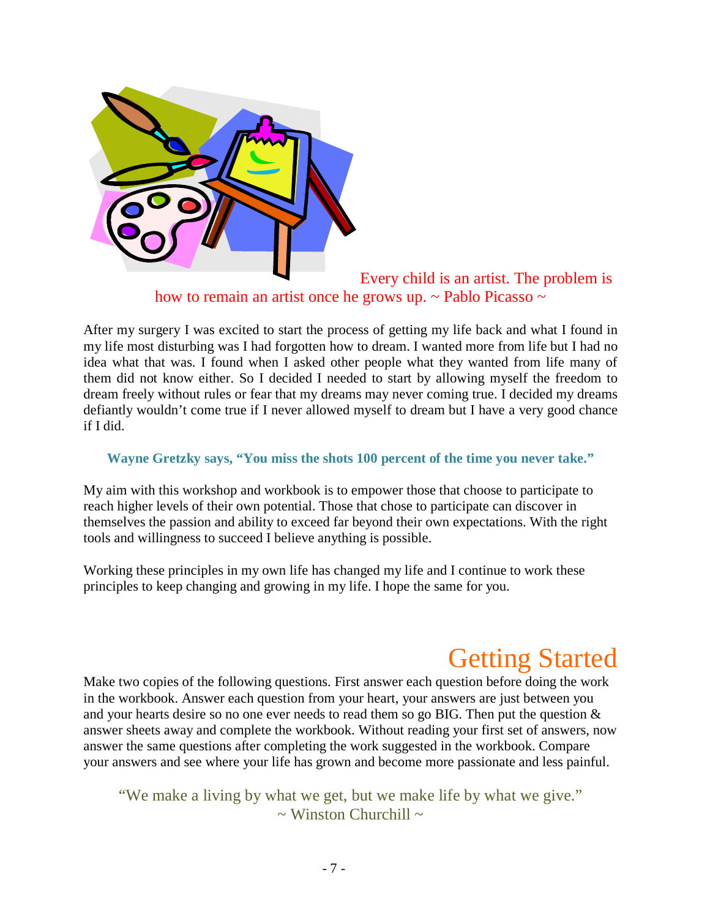Every child is an artist. The problem is how to remain an artist once he grows up. ~ Pablo Picasso ~

After my surgery I was excited to start the process of getting my life back and what I found in my life most disturbing was I had forgotten how to dream. I wanted more from life but I had no idea what that was. I found when I asked other people what they wanted from life many of them did not know either. So I decided I needed to start by allowing myself the freedom to dream freely without rules or fear that my dreams may never coming true. I decided my dreams defiantly wouldn't come true if I never allowed myself to dream but I have a very good chance if I did.

**Wayne Gretzky says, "You miss the shots 100 percent of the time you never take."**

My aim with this workshop and workbook is to empower those that choose to participate to reach higher levels of their own potential. Those that chose to participate can discover in themselves the passion and ability to exceed far beyond their own expectations. With the right tools and willingness to succeed I believe anything is possible.

Working these principles in my own life has changed my life and I continue to work these principles to keep changing and growing in my life. I hope the same for you.

# Getting Started

Make two copies of the following questions. First answer each question before doing the work in the workbook. Answer each question from your heart, your answers are just between you and your hearts desire so no one ever needs to read them so go BIG. Then put the question & answer sheets away and complete the workbook. Without reading your first set of answers, now answer the same questions after completing the work suggested in the workbook. Compare your answers and see where your life has grown and become more passionate and less painful.

"We make a living by what we get, but we make life by what we give."
~ Winston Churchill ~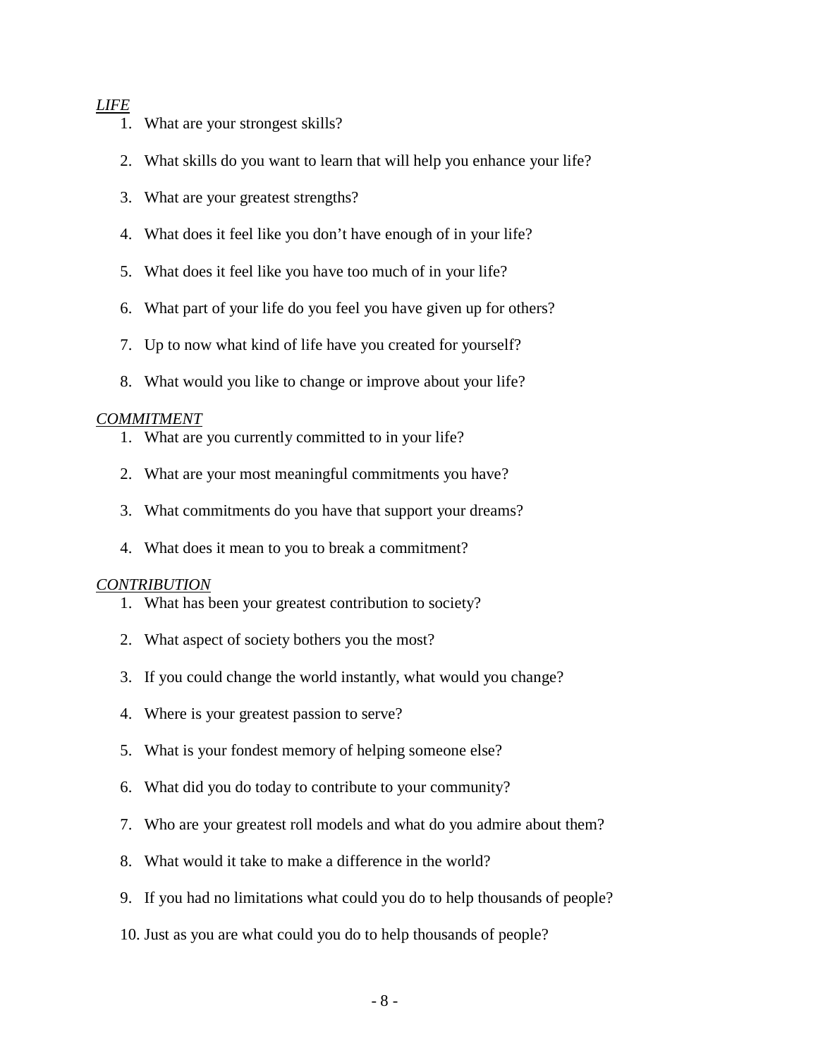*LIFE*

1. What are your strongest skills?
2. What skills do you want to learn that will help you enhance your life?
3. What are your greatest strengths?
4. What does it feel like you don't have enough of in your life?
5. What does it feel like you have too much of in your life?
6. What part of your life do you feel you have given up for others?
7. Up to now what kind of life have you created for yourself?
8. What would you like to change or improve about your life?

*COMMITMENT*

1. What are you currently committed to in your life?
2. What are your most meaningful commitments you have?
3. What commitments do you have that support your dreams?
4. What does it mean to you to break a commitment?

*CONTRIBUTION*

1. What has been your greatest contribution to society?
2. What aspect of society bothers you the most?
3. If you could change the world instantly, what would you change?
4. Where is your greatest passion to serve?
5. What is your fondest memory of helping someone else?
6. What did you do today to contribute to your community?
7. Who are your greatest roll models and what do you admire about them?
8. What would it take to make a difference in the world?
9. If you had no limitations what could you do to help thousands of people?
10. Just as you are what could you do to help thousands of people?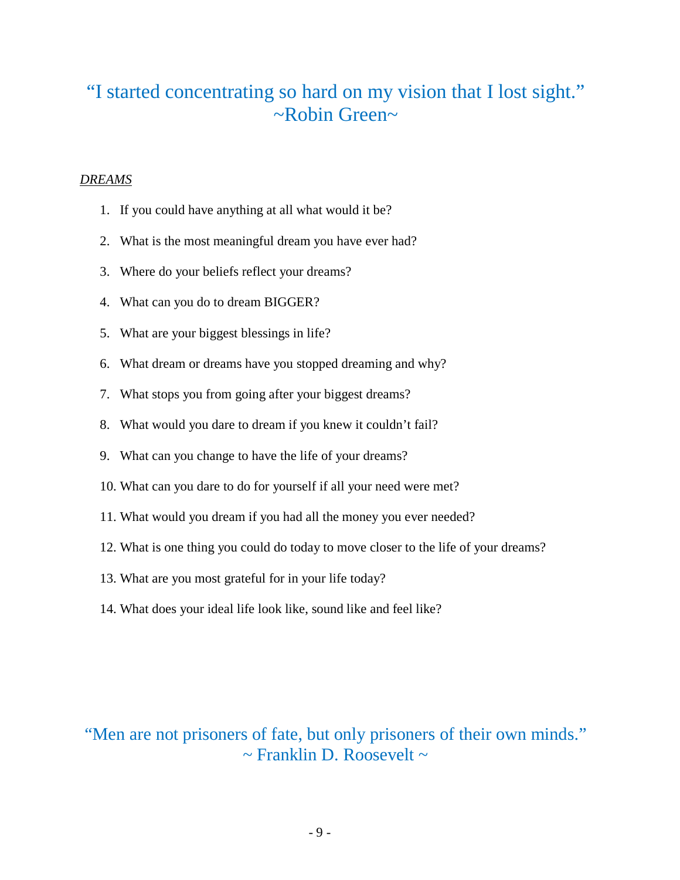“I started concentrating so hard on my vision that I lost sight.”
~Robin Green~

*DREAMS*

1. If you could have anything at all what would it be?
2. What is the most meaningful dream you have ever had?
3. Where do your beliefs reflect your dreams?
4. What can you do to dream BIGGER?
5. What are your biggest blessings in life?
6. What dream or dreams have you stopped dreaming and why?
7. What stops you from going after your biggest dreams?
8. What would you dare to dream if you knew it couldn’t fail?
9. What can you change to have the life of your dreams?
10. What can you dare to do for yourself if all your need were met?
11. What would you dream if you had all the money you ever needed?
12. What is one thing you could do today to move closer to the life of your dreams?
13. What are you most grateful for in your life today?
14. What does your ideal life look like, sound like and feel like?

“Men are not prisoners of fate, but only prisoners of their own minds.”
~ Franklin D. Roosevelt ~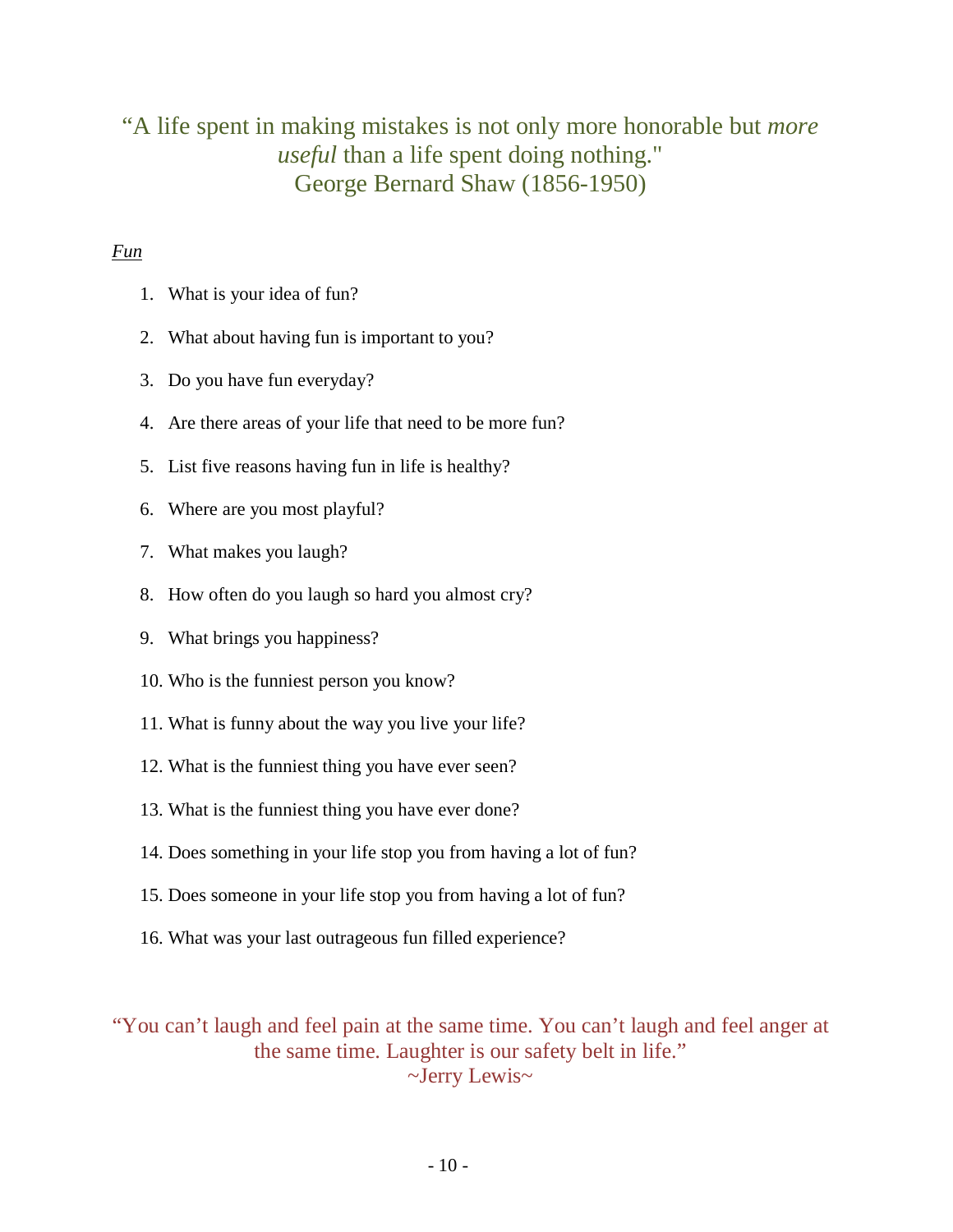“A life spent in making mistakes is not only more honorable but *more useful* than a life spent doing nothing."
George Bernard Shaw (1856-1950)

*Fun*

1. What is your idea of fun?
2. What about having fun is important to you?
3. Do you have fun everyday?
4. Are there areas of your life that need to be more fun?
5. List five reasons having fun in life is healthy?
6. Where are you most playful?
7. What makes you laugh?
8. How often do you laugh so hard you almost cry?
9. What brings you happiness?
10. Who is the funniest person you know?
11. What is funny about the way you live your life?
12. What is the funniest thing you have ever seen?
13. What is the funniest thing you have ever done?
14. Does something in your life stop you from having a lot of fun?
15. Does someone in your life stop you from having a lot of fun?
16. What was your last outrageous fun filled experience?

“You can’t laugh and feel pain at the same time. You can’t laugh and feel anger at the same time. Laughter is our safety belt in life.”
~Jerry Lewis~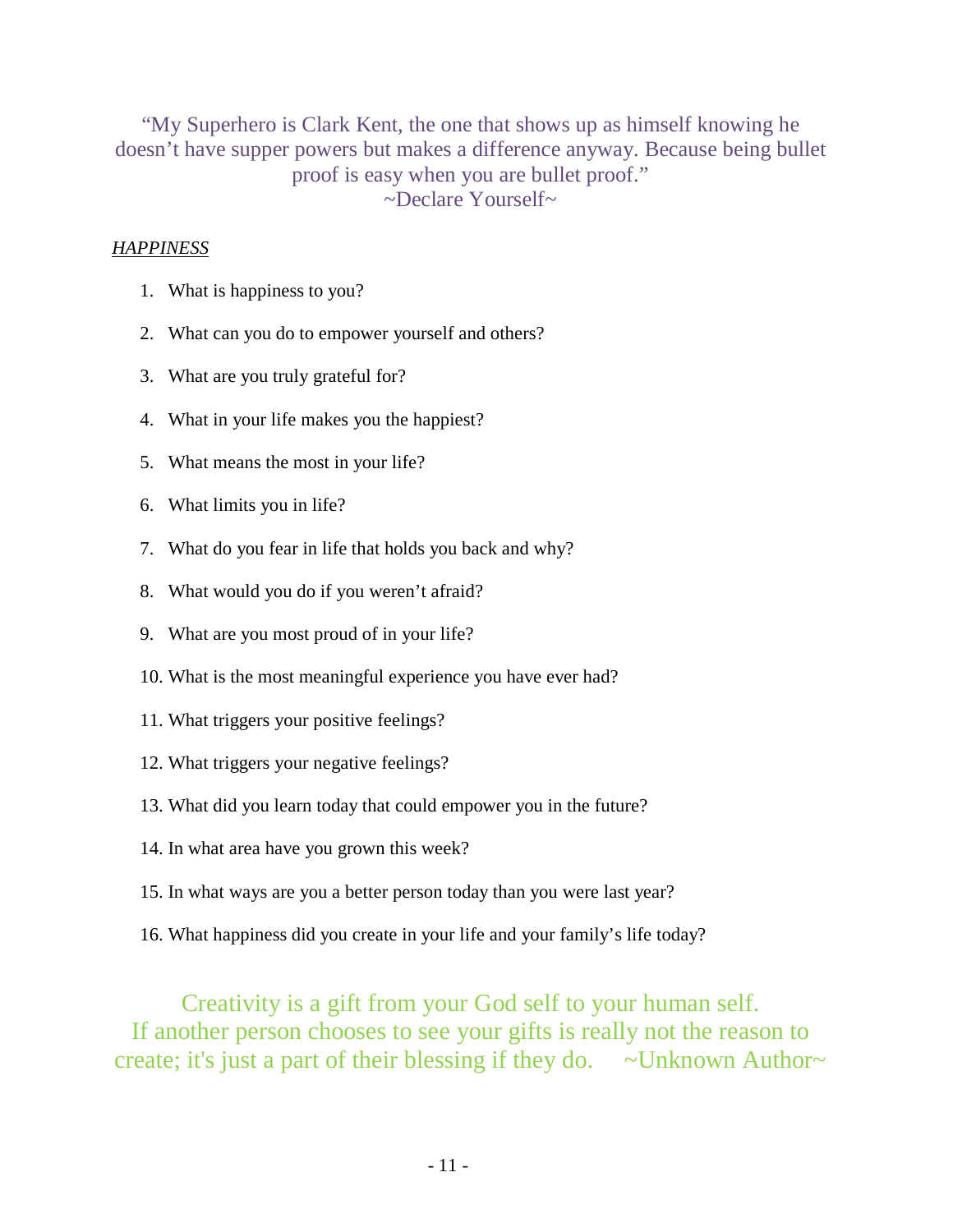“My Superhero is Clark Kent, the one that shows up as himself knowing he doesn’t have supper powers but makes a difference anyway. Because being bullet proof is easy when you are bullet proof.”
~Declare Yourself~

*HAPPINESS*

1. What is happiness to you?
2. What can you do to empower yourself and others?
3. What are you truly grateful for?
4. What in your life makes you the happiest?
5. What means the most in your life?
6. What limits you in life?
7. What do you fear in life that holds you back and why?
8. What would you do if you weren’t afraid?
9. What are you most proud of in your life?
10. What is the most meaningful experience you have ever had?
11. What triggers your positive feelings?
12. What triggers your negative feelings?
13. What did you learn today that could empower you in the future?
14. In what area have you grown this week?
15. In what ways are you a better person today than you were last year?
16. What happiness did you create in your life and your family’s life today?

Creativity is a gift from your God self to your human self. If another person chooses to see your gifts is really not the reason to create; it's just a part of their blessing if they do. ~Unknown Author~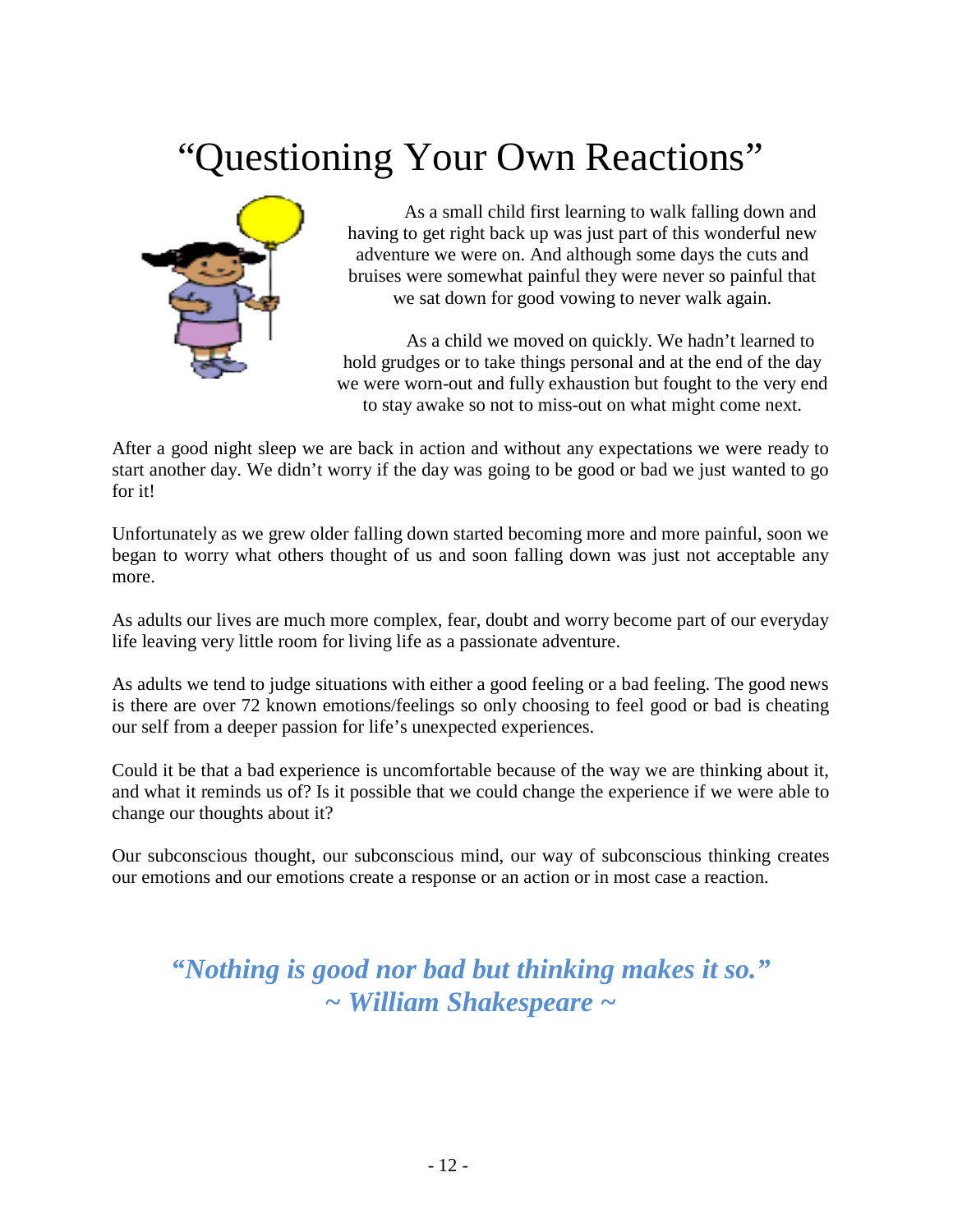# “Questioning Your Own Reactions”

As a small child first learning to walk falling down and having to get right back up was just part of this wonderful new adventure we were on. And although some days the cuts and bruises were somewhat painful they were never so painful that we sat down for good vowing to never walk again.

As a child we moved on quickly. We hadn’t learned to hold grudges or to take things personal and at the end of the day we were worn-out and fully exhaustion but fought to the very end to stay awake so not to miss-out on what might come next.

After a good night sleep we are back in action and without any expectations we were ready to start another day. We didn’t worry if the day was going to be good or bad we just wanted to go for it!

Unfortunately as we grew older falling down started becoming more and more painful, soon we began to worry what others thought of us and soon falling down was just not acceptable any more.

As adults our lives are much more complex, fear, doubt and worry become part of our everyday life leaving very little room for living life as a passionate adventure.

As adults we tend to judge situations with either a good feeling or a bad feeling. The good news is there are over 72 known emotions/feelings so only choosing to feel good or bad is cheating our self from a deeper passion for life’s unexpected experiences.

Could it be that a bad experience is uncomfortable because of the way we are thinking about it, and what it reminds us of? Is it possible that we could change the experience if we were able to change our thoughts about it?

Our subconscious thought, our subconscious mind, our way of subconscious thinking creates our emotions and our emotions create a response or an action or in most case a reaction.

***“Nothing is good nor bad but thinking makes it so.”***
***~ William Shakespeare ~***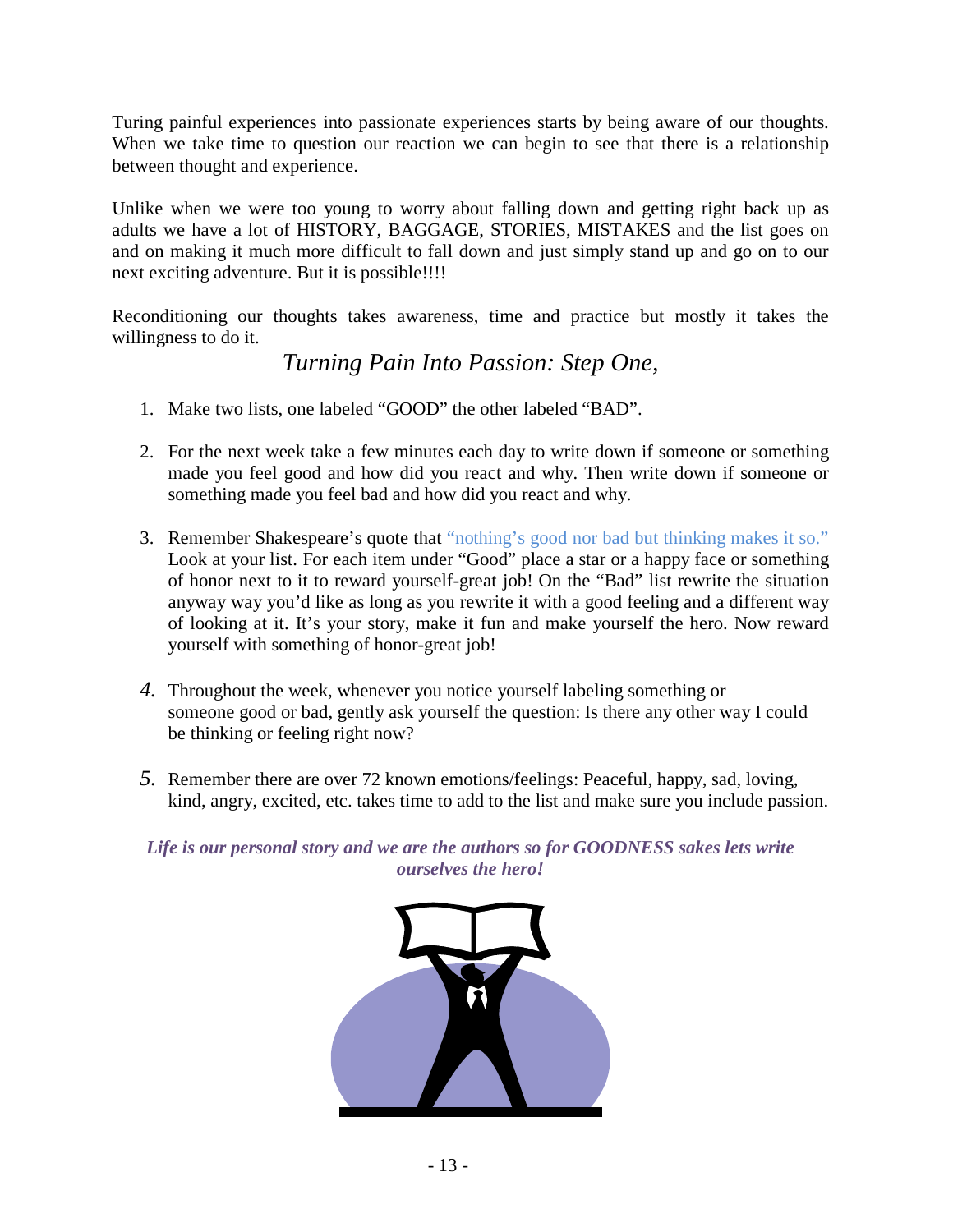Turing painful experiences into passionate experiences starts by being aware of our thoughts. When we take time to question our reaction we can begin to see that there is a relationship between thought and experience.

Unlike when we were too young to worry about falling down and getting right back up as adults we have a lot of HISTORY, BAGGAGE, STORIES, MISTAKES and the list goes on and on making it much more difficult to fall down and just simply stand up and go on to our next exciting adventure. But it is possible!!!!

Reconditioning our thoughts takes awareness, time and practice but mostly it takes the willingness to do it.

## *Turning Pain Into Passion: Step One,*

1. Make two lists, one labeled "GOOD" the other labeled "BAD".
2. For the next week take a few minutes each day to write down if someone or something made you feel good and how did you react and why. Then write down if someone or something made you feel bad and how did you react and why.
3. Remember Shakespeare's quote that "nothing's good nor bad but thinking makes it so." Look at your list. For each item under "Good" place a star or a happy face or something of honor next to it to reward yourself-great job! On the "Bad" list rewrite the situation anyway way you'd like as long as you rewrite it with a good feeling and a different way of looking at it. It's your story, make it fun and make yourself the hero. Now reward yourself with something of honor-great job!
4. Throughout the week, whenever you notice yourself labeling something or someone good or bad, gently ask yourself the question: Is there any other way I could be thinking or feeling right now?
5. Remember there are over 72 known emotions/feelings: Peaceful, happy, sad, loving, kind, angry, excited, etc. takes time to add to the list and make sure you include passion.

***Life is our personal story and we are the authors so for GOODNESS sakes lets write ourselves the hero!***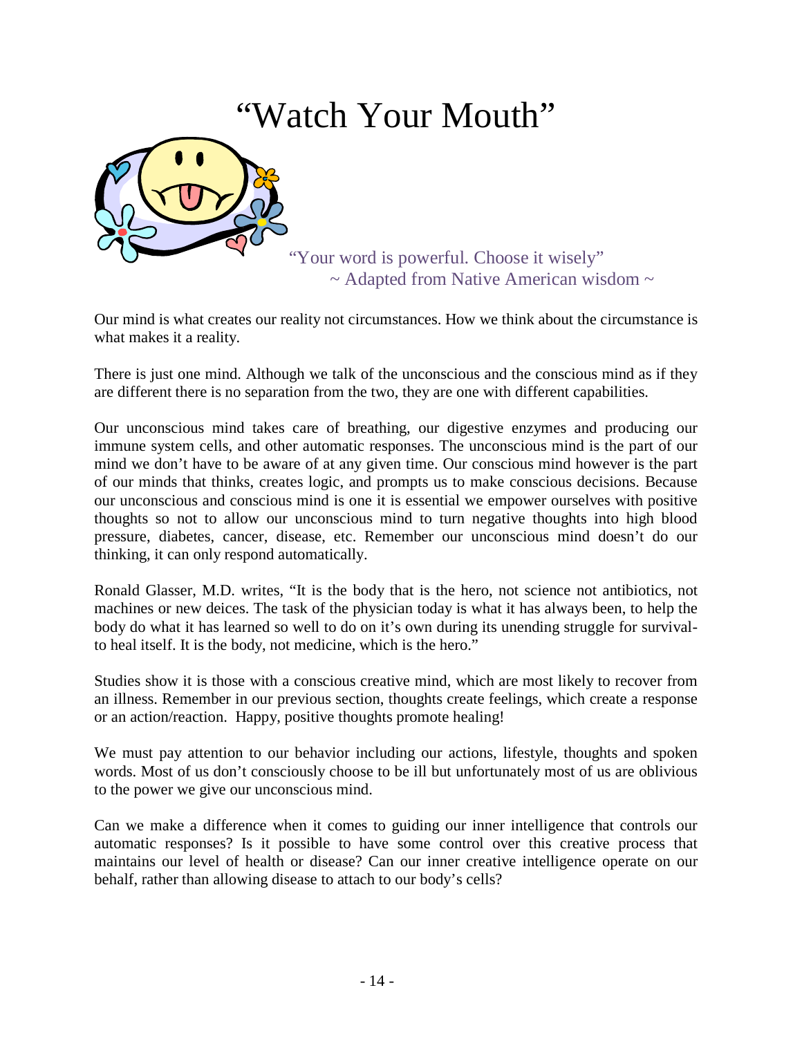# "Watch Your Mouth"

"Your word is powerful. Choose it wisely"
~ Adapted from Native American wisdom ~

Our mind is what creates our reality not circumstances. How we think about the circumstance is what makes it a reality.

There is just one mind. Although we talk of the unconscious and the conscious mind as if they are different there is no separation from the two, they are one with different capabilities.

Our unconscious mind takes care of breathing, our digestive enzymes and producing our immune system cells, and other automatic responses. The unconscious mind is the part of our mind we don't have to be aware of at any given time. Our conscious mind however is the part of our minds that thinks, creates logic, and prompts us to make conscious decisions. Because our unconscious and conscious mind is one it is essential we empower ourselves with positive thoughts so not to allow our unconscious mind to turn negative thoughts into high blood pressure, diabetes, cancer, disease, etc. Remember our unconscious mind doesn't do our thinking, it can only respond automatically.

Ronald Glasser, M.D. writes, "It is the body that is the hero, not science not antibiotics, not machines or new deices. The task of the physician today is what it has always been, to help the body do what it has learned so well to do on it's own during its unending struggle for survival- to heal itself. It is the body, not medicine, which is the hero."

Studies show it is those with a conscious creative mind, which are most likely to recover from an illness. Remember in our previous section, thoughts create feelings, which create a response or an action/reaction. Happy, positive thoughts promote healing!

We must pay attention to our behavior including our actions, lifestyle, thoughts and spoken words. Most of us don't consciously choose to be ill but unfortunately most of us are oblivious to the power we give our unconscious mind.

Can we make a difference when it comes to guiding our inner intelligence that controls our automatic responses? Is it possible to have some control over this creative process that maintains our level of health or disease? Can our inner creative intelligence operate on our behalf, rather than allowing disease to attach to our body's cells?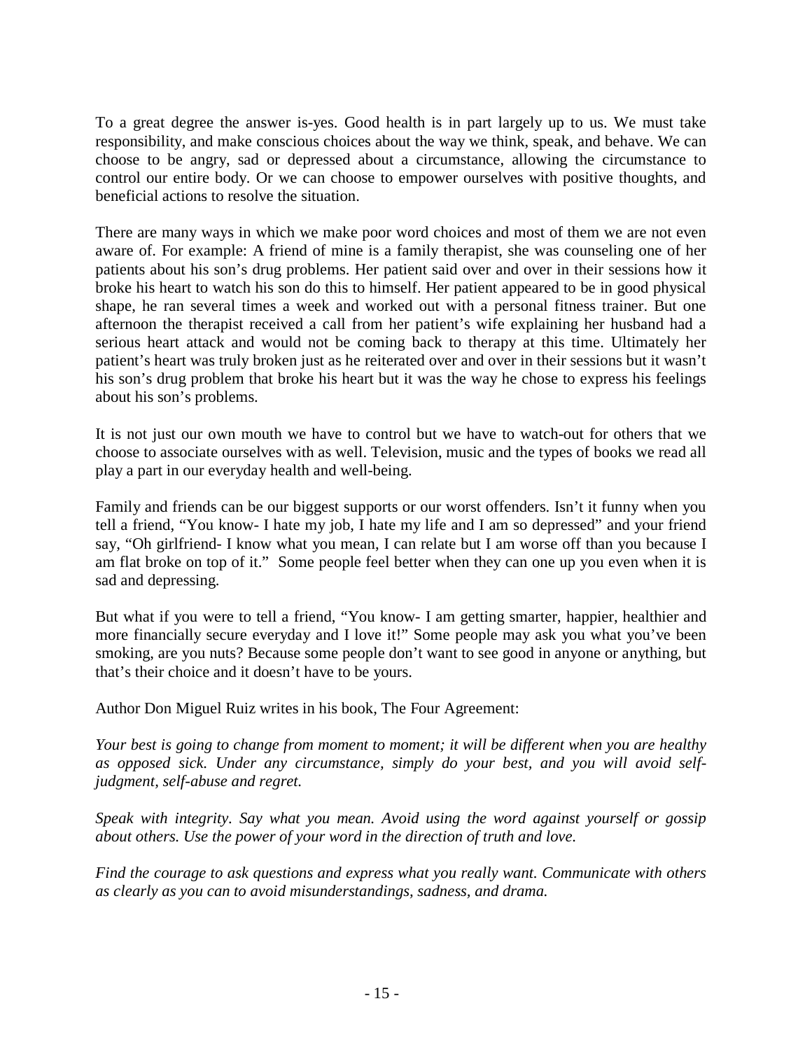To a great degree the answer is-yes. Good health is in part largely up to us. We must take responsibility, and make conscious choices about the way we think, speak, and behave. We can choose to be angry, sad or depressed about a circumstance, allowing the circumstance to control our entire body. Or we can choose to empower ourselves with positive thoughts, and beneficial actions to resolve the situation.

There are many ways in which we make poor word choices and most of them we are not even aware of. For example: A friend of mine is a family therapist, she was counseling one of her patients about his son's drug problems. Her patient said over and over in their sessions how it broke his heart to watch his son do this to himself. Her patient appeared to be in good physical shape, he ran several times a week and worked out with a personal fitness trainer. But one afternoon the therapist received a call from her patient's wife explaining her husband had a serious heart attack and would not be coming back to therapy at this time. Ultimately her patient's heart was truly broken just as he reiterated over and over in their sessions but it wasn't his son's drug problem that broke his heart but it was the way he chose to express his feelings about his son's problems.

It is not just our own mouth we have to control but we have to watch-out for others that we choose to associate ourselves with as well. Television, music and the types of books we read all play a part in our everyday health and well-being.

Family and friends can be our biggest supports or our worst offenders. Isn't it funny when you tell a friend, "You know- I hate my job, I hate my life and I am so depressed" and your friend say, "Oh girlfriend- I know what you mean, I can relate but I am worse off than you because I am flat broke on top of it." Some people feel better when they can one up you even when it is sad and depressing.

But what if you were to tell a friend, "You know- I am getting smarter, happier, healthier and more financially secure everyday and I love it!" Some people may ask you what you've been smoking, are you nuts? Because some people don't want to see good in anyone or anything, but that's their choice and it doesn't have to be yours.

Author Don Miguel Ruiz writes in his book, The Four Agreement:

*Your best is going to change from moment to moment; it will be different when you are healthy as opposed sick. Under any circumstance, simply do your best, and you will avoid self-judgment, self-abuse and regret.*

*Speak with integrity. Say what you mean. Avoid using the word against yourself or gossip about others. Use the power of your word in the direction of truth and love.*

*Find the courage to ask questions and express what you really want. Communicate with others as clearly as you can to avoid misunderstandings, sadness, and drama.*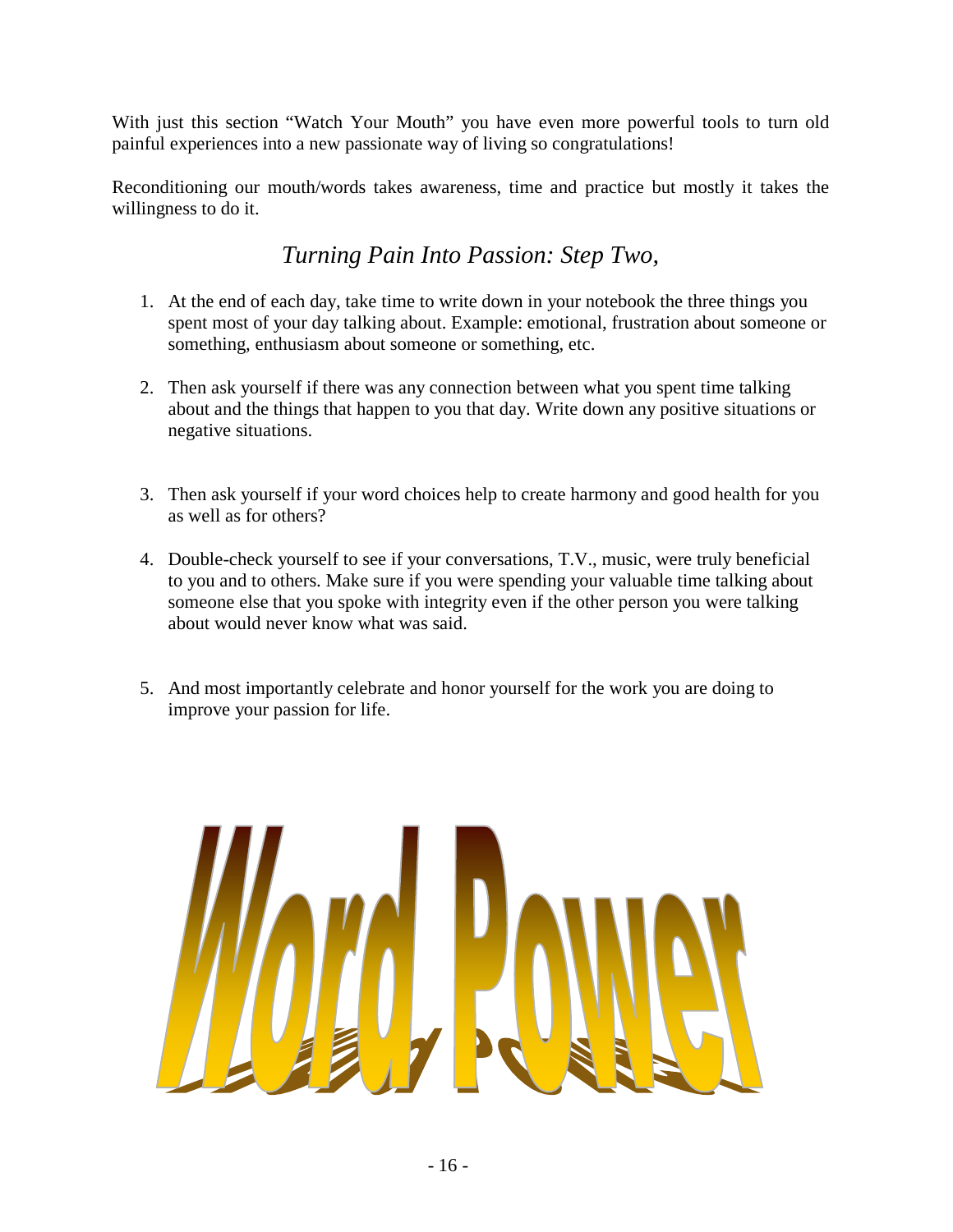With just this section "Watch Your Mouth" you have even more powerful tools to turn old painful experiences into a new passionate way of living so congratulations!

Reconditioning our mouth/words takes awareness, time and practice but mostly it takes the willingness to do it.

## *Turning Pain Into Passion: Step Two,*

1. At the end of each day, take time to write down in your notebook the three things you spent most of your day talking about. Example: emotional, frustration about someone or something, enthusiasm about someone or something, etc.

2. Then ask yourself if there was any connection between what you spent time talking about and the things that happen to you that day. Write down any positive situations or negative situations.

3. Then ask yourself if your word choices help to create harmony and good health for you as well as for others?

4. Double-check yourself to see if your conversations, T.V., music, were truly beneficial to you and to others. Make sure if you were spending your valuable time talking about someone else that you spoke with integrity even if the other person you were talking about would never know what was said.

5. And most importantly celebrate and honor yourself for the work you are doing to improve your passion for life.

# Word Power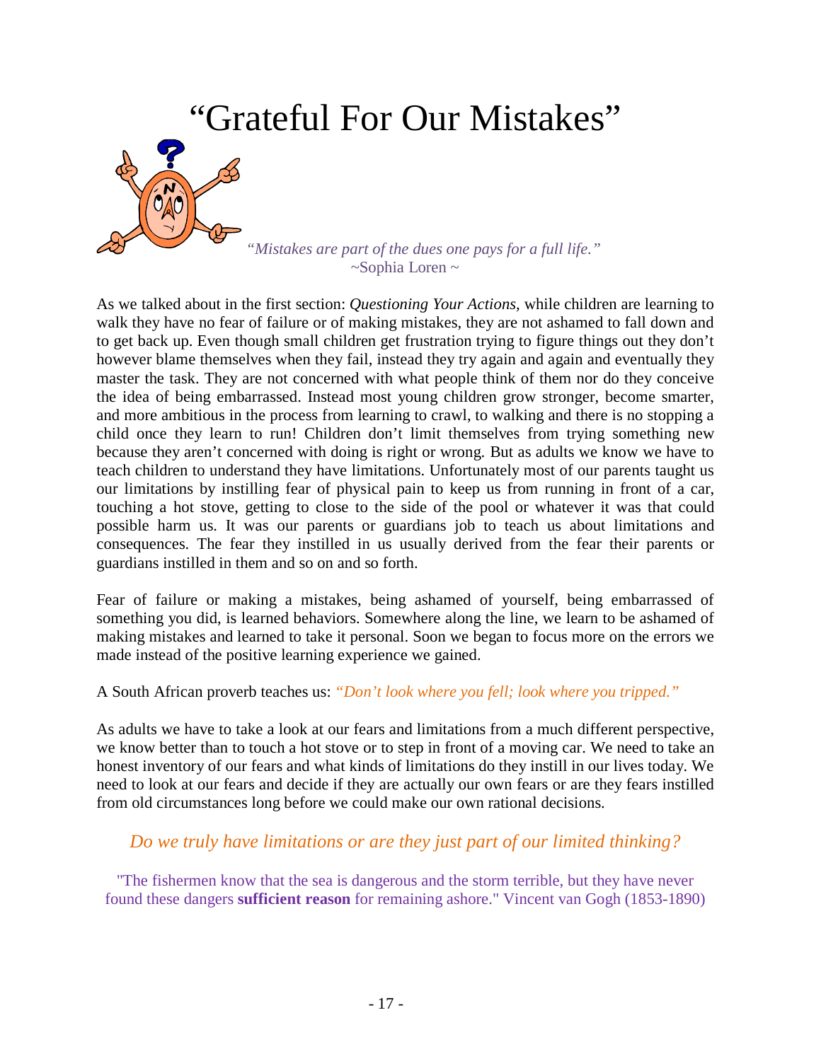# "Grateful For Our Mistakes"

*"Mistakes are part of the dues one pays for a full life."*
~Sophia Loren ~

As we talked about in the first section: *Questioning Your Actions,* while children are learning to walk they have no fear of failure or of making mistakes, they are not ashamed to fall down and to get back up. Even though small children get frustration trying to figure things out they don't however blame themselves when they fail, instead they try again and again and eventually they master the task. They are not concerned with what people think of them nor do they conceive the idea of being embarrassed. Instead most young children grow stronger, become smarter, and more ambitious in the process from learning to crawl, to walking and there is no stopping a child once they learn to run! Children don't limit themselves from trying something new because they aren't concerned with doing is right or wrong. But as adults we know we have to teach children to understand they have limitations. Unfortunately most of our parents taught us our limitations by instilling fear of physical pain to keep us from running in front of a car, touching a hot stove, getting to close to the side of the pool or whatever it was that could possible harm us. It was our parents or guardians job to teach us about limitations and consequences. The fear they instilled in us usually derived from the fear their parents or guardians instilled in them and so on and so forth.

Fear of failure or making a mistakes, being ashamed of yourself, being embarrassed of something you did, is learned behaviors. Somewhere along the line, we learn to be ashamed of making mistakes and learned to take it personal. Soon we began to focus more on the errors we made instead of the positive learning experience we gained.

A South African proverb teaches us: *"Don't look where you fell; look where you tripped."*

As adults we have to take a look at our fears and limitations from a much different perspective, we know better than to touch a hot stove or to step in front of a moving car. We need to take an honest inventory of our fears and what kinds of limitations do they instill in our lives today. We need to look at our fears and decide if they are actually our own fears or are they fears instilled from old circumstances long before we could make our own rational decisions.

*Do we truly have limitations or are they just part of our limited thinking?*

"The fishermen know that the sea is dangerous and the storm terrible, but they have never found these dangers **sufficient reason** for remaining ashore." Vincent van Gogh (1853-1890)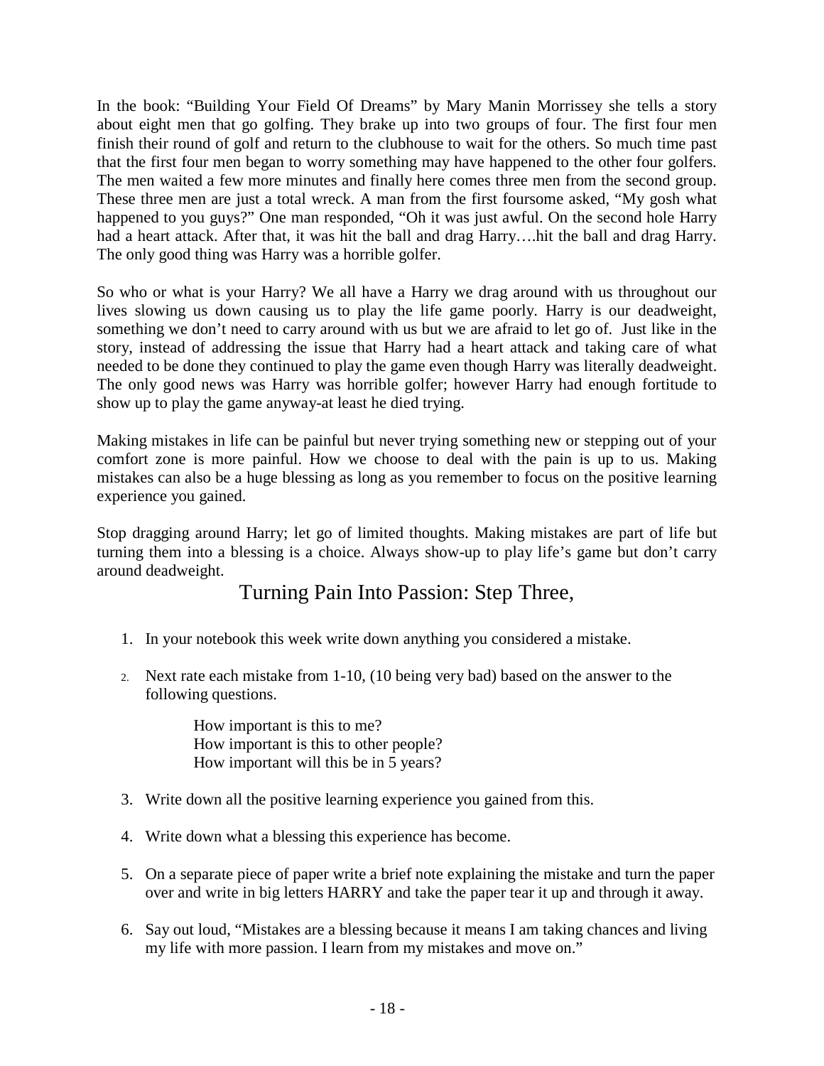In the book: "Building Your Field Of Dreams" by Mary Manin Morrissey she tells a story about eight men that go golfing. They brake up into two groups of four. The first four men finish their round of golf and return to the clubhouse to wait for the others. So much time past that the first four men began to worry something may have happened to the other four golfers. The men waited a few more minutes and finally here comes three men from the second group. These three men are just a total wreck. A man from the first foursome asked, "My gosh what happened to you guys?" One man responded, "Oh it was just awful. On the second hole Harry had a heart attack. After that, it was hit the ball and drag Harry….hit the ball and drag Harry. The only good thing was Harry was a horrible golfer.

So who or what is your Harry? We all have a Harry we drag around with us throughout our lives slowing us down causing us to play the life game poorly. Harry is our deadweight, something we don't need to carry around with us but we are afraid to let go of. Just like in the story, instead of addressing the issue that Harry had a heart attack and taking care of what needed to be done they continued to play the game even though Harry was literally deadweight. The only good news was Harry was horrible golfer; however Harry had enough fortitude to show up to play the game anyway-at least he died trying.

Making mistakes in life can be painful but never trying something new or stepping out of your comfort zone is more painful. How we choose to deal with the pain is up to us. Making mistakes can also be a huge blessing as long as you remember to focus on the positive learning experience you gained.

Stop dragging around Harry; let go of limited thoughts. Making mistakes are part of life but turning them into a blessing is a choice. Always show-up to play life's game but don't carry around deadweight.

## Turning Pain Into Passion: Step Three,

1. In your notebook this week write down anything you considered a mistake.
2. Next rate each mistake from 1-10, (10 being very bad) based on the answer to the following questions.

   How important is this to me?
   How important is this to other people?
   How important will this be in 5 years?

3. Write down all the positive learning experience you gained from this.
4. Write down what a blessing this experience has become.
5. On a separate piece of paper write a brief note explaining the mistake and turn the paper over and write in big letters HARRY and take the paper tear it up and through it away.
6. Say out loud, "Mistakes are a blessing because it means I am taking chances and living my life with more passion. I learn from my mistakes and move on."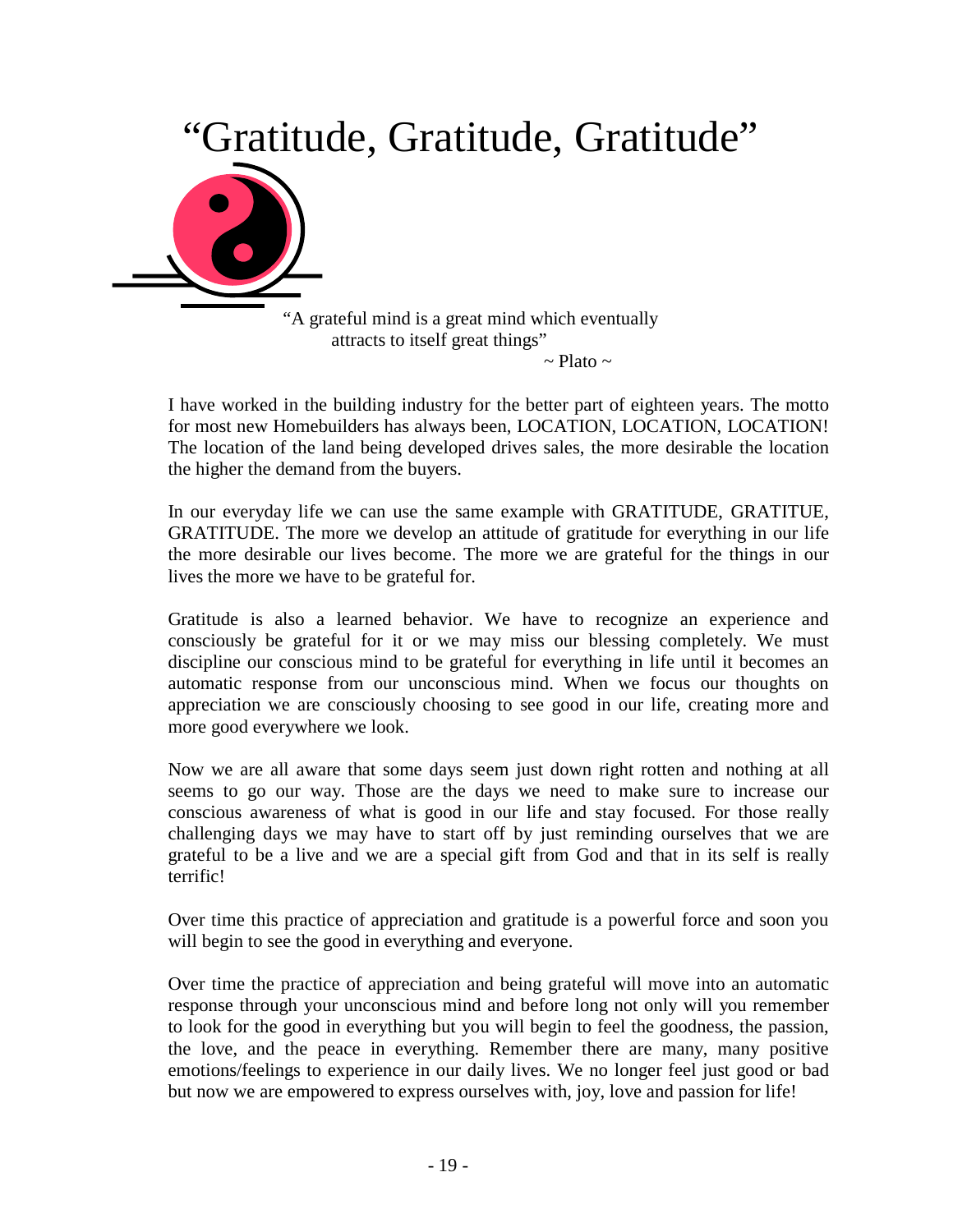# "Gratitude, Gratitude, Gratitude"

> "A grateful mind is a great mind which eventually attracts to itself great things"
>
> ~ Plato ~

I have worked in the building industry for the better part of eighteen years. The motto for most new Homebuilders has always been, LOCATION, LOCATION, LOCATION! The location of the land being developed drives sales, the more desirable the location the higher the demand from the buyers.

In our everyday life we can use the same example with GRATITUDE, GRATITUE, GRATITUDE. The more we develop an attitude of gratitude for everything in our life the more desirable our lives become. The more we are grateful for the things in our lives the more we have to be grateful for.

Gratitude is also a learned behavior. We have to recognize an experience and consciously be grateful for it or we may miss our blessing completely. We must discipline our conscious mind to be grateful for everything in life until it becomes an automatic response from our unconscious mind. When we focus our thoughts on appreciation we are consciously choosing to see good in our life, creating more and more good everywhere we look.

Now we are all aware that some days seem just down right rotten and nothing at all seems to go our way. Those are the days we need to make sure to increase our conscious awareness of what is good in our life and stay focused. For those really challenging days we may have to start off by just reminding ourselves that we are grateful to be a live and we are a special gift from God and that in its self is really terrific!

Over time this practice of appreciation and gratitude is a powerful force and soon you will begin to see the good in everything and everyone.

Over time the practice of appreciation and being grateful will move into an automatic response through your unconscious mind and before long not only will you remember to look for the good in everything but you will begin to feel the goodness, the passion, the love, and the peace in everything. Remember there are many, many positive emotions/feelings to experience in our daily lives. We no longer feel just good or bad but now we are empowered to express ourselves with, joy, love and passion for life!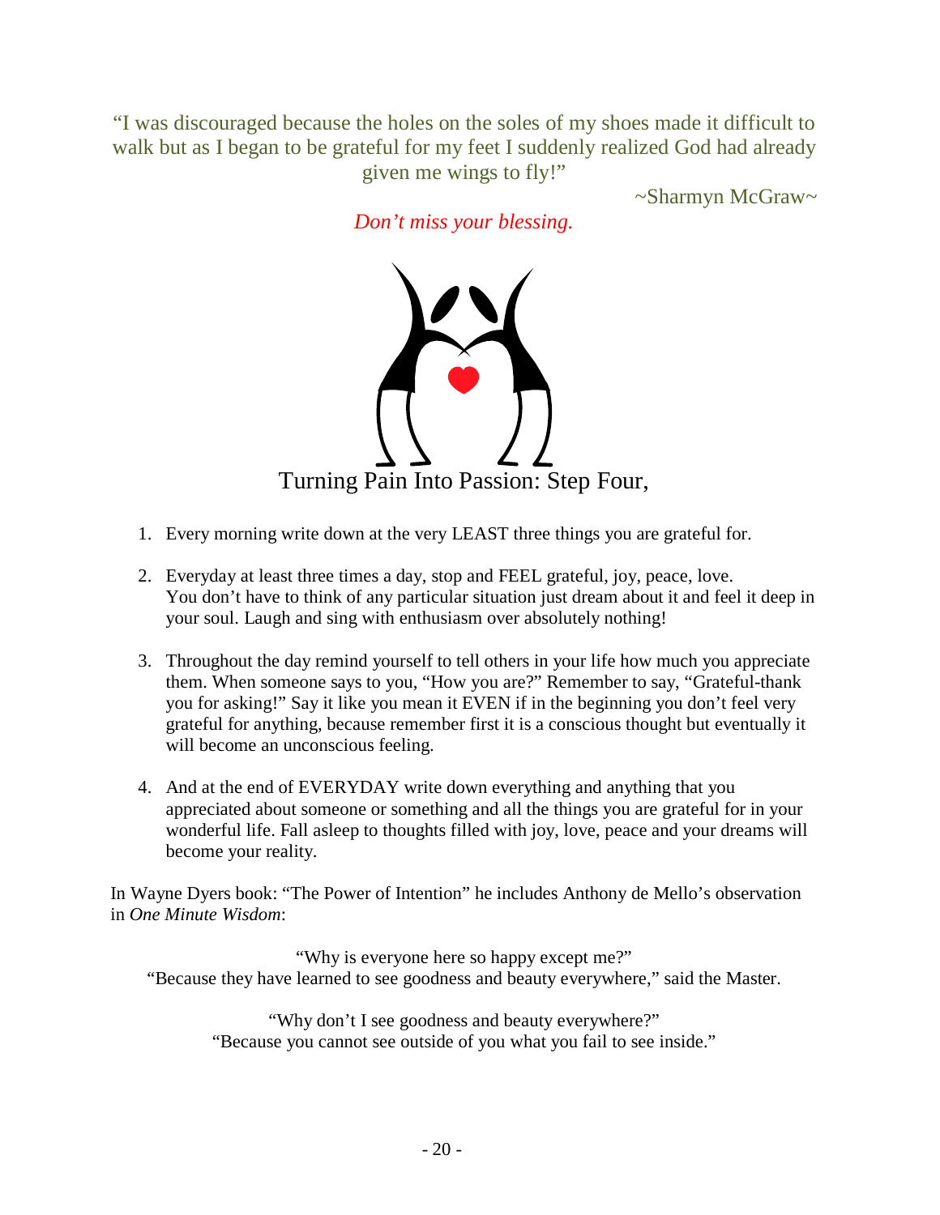"I was discouraged because the holes on the soles of my shoes made it difficult to walk but as I began to be grateful for my feet I suddenly realized God had already given me wings to fly!"

~Sharmyn McGraw~

*Don't miss your blessing.*

## Turning Pain Into Passion: Step Four,

1. Every morning write down at the very LEAST three things you are grateful for.

2. Everyday at least three times a day, stop and FEEL grateful, joy, peace, love. You don't have to think of any particular situation just dream about it and feel it deep in your soul. Laugh and sing with enthusiasm over absolutely nothing!

3. Throughout the day remind yourself to tell others in your life how much you appreciate them. When someone says to you, "How you are?" Remember to say, "Grateful-thank you for asking!" Say it like you mean it EVEN if in the beginning you don't feel very grateful for anything, because remember first it is a conscious thought but eventually it will become an unconscious feeling.

4. And at the end of EVERYDAY write down everything and anything that you appreciated about someone or something and all the things you are grateful for in your wonderful life. Fall asleep to thoughts filled with joy, love, peace and your dreams will become your reality.

In Wayne Dyers book: "The Power of Intention" he includes Anthony de Mello's observation in *One Minute Wisdom*:

"Why is everyone here so happy except me?"
"Because they have learned to see goodness and beauty everywhere," said the Master.

"Why don't I see goodness and beauty everywhere?"
"Because you cannot see outside of you what you fail to see inside."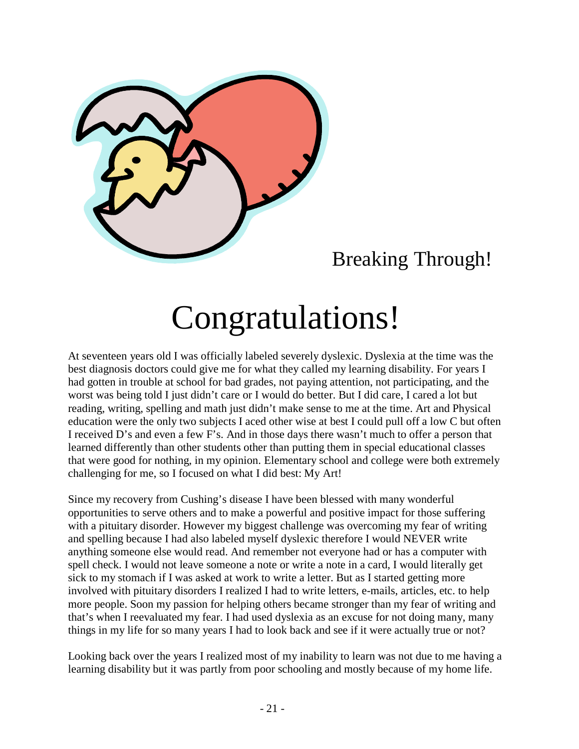Breaking Through!

# Congratulations!

At seventeen years old I was officially labeled severely dyslexic. Dyslexia at the time was the best diagnosis doctors could give me for what they called my learning disability. For years I had gotten in trouble at school for bad grades, not paying attention, not participating, and the worst was being told I just didn't care or I would do better. But I did care, I cared a lot but reading, writing, spelling and math just didn't make sense to me at the time. Art and Physical education were the only two subjects I aced other wise at best I could pull off a low C but often I received D's and even a few F's. And in those days there wasn't much to offer a person that learned differently than other students other than putting them in special educational classes that were good for nothing, in my opinion. Elementary school and college were both extremely challenging for me, so I focused on what I did best: My Art!

Since my recovery from Cushing's disease I have been blessed with many wonderful opportunities to serve others and to make a powerful and positive impact for those suffering with a pituitary disorder. However my biggest challenge was overcoming my fear of writing and spelling because I had also labeled myself dyslexic therefore I would NEVER write anything someone else would read. And remember not everyone had or has a computer with spell check. I would not leave someone a note or write a note in a card, I would literally get sick to my stomach if I was asked at work to write a letter. But as I started getting more involved with pituitary disorders I realized I had to write letters, e-mails, articles, etc. to help more people. Soon my passion for helping others became stronger than my fear of writing and that's when I reevaluated my fear. I had used dyslexia as an excuse for not doing many, many things in my life for so many years I had to look back and see if it were actually true or not?

Looking back over the years I realized most of my inability to learn was not due to me having a learning disability but it was partly from poor schooling and mostly because of my home life.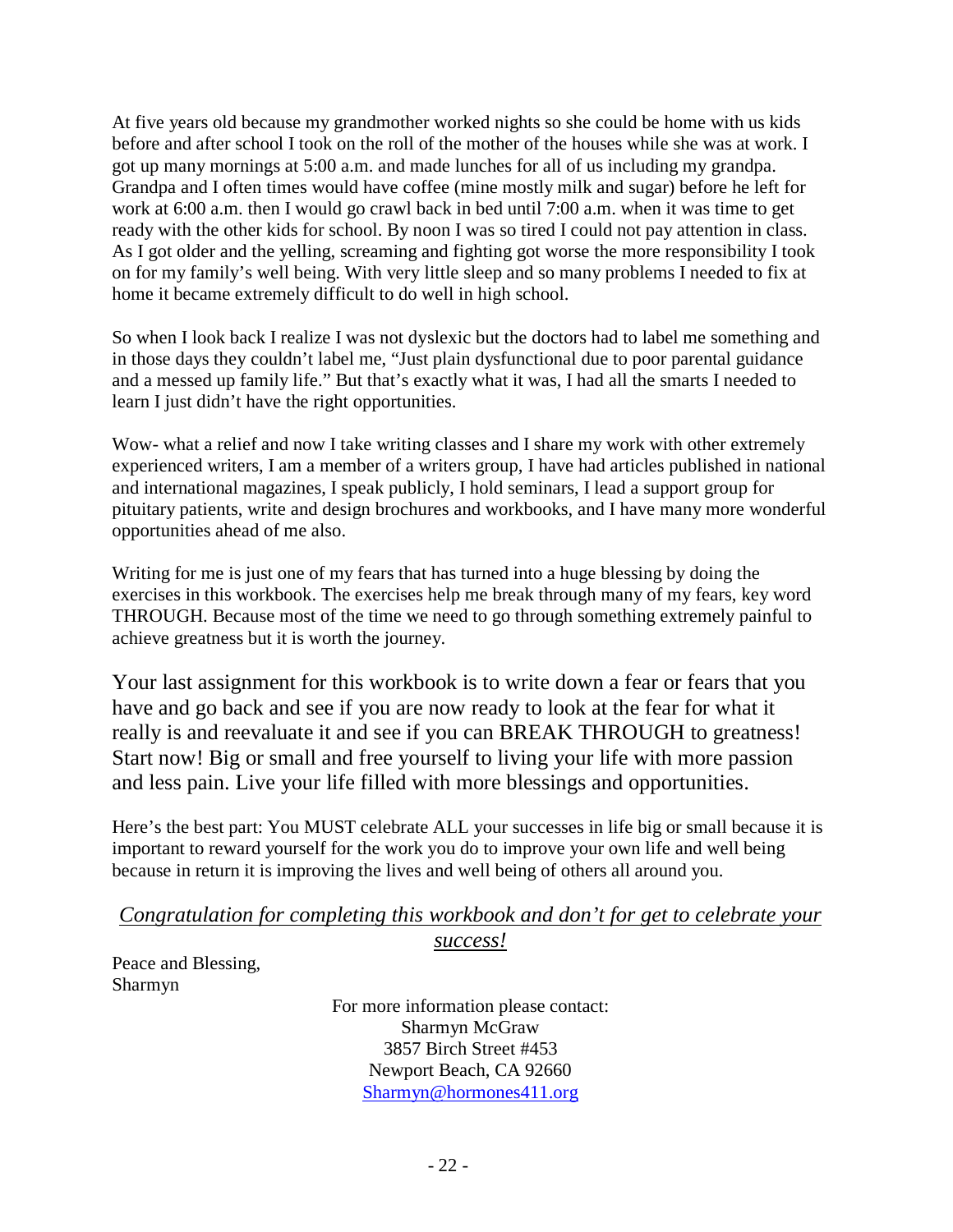At five years old because my grandmother worked nights so she could be home with us kids before and after school I took on the roll of the mother of the houses while she was at work. I got up many mornings at 5:00 a.m. and made lunches for all of us including my grandpa. Grandpa and I often times would have coffee (mine mostly milk and sugar) before he left for work at 6:00 a.m. then I would go crawl back in bed until 7:00 a.m. when it was time to get ready with the other kids for school. By noon I was so tired I could not pay attention in class. As I got older and the yelling, screaming and fighting got worse the more responsibility I took on for my family's well being. With very little sleep and so many problems I needed to fix at home it became extremely difficult to do well in high school.

So when I look back I realize I was not dyslexic but the doctors had to label me something and in those days they couldn't label me, "Just plain dysfunctional due to poor parental guidance and a messed up family life." But that's exactly what it was, I had all the smarts I needed to learn I just didn't have the right opportunities.

Wow- what a relief and now I take writing classes and I share my work with other extremely experienced writers, I am a member of a writers group, I have had articles published in national and international magazines, I speak publicly, I hold seminars, I lead a support group for pituitary patients, write and design brochures and workbooks, and I have many more wonderful opportunities ahead of me also.

Writing for me is just one of my fears that has turned into a huge blessing by doing the exercises in this workbook. The exercises help me break through many of my fears, key word THROUGH. Because most of the time we need to go through something extremely painful to achieve greatness but it is worth the journey.

Your last assignment for this workbook is to write down a fear or fears that you have and go back and see if you are now ready to look at the fear for what it really is and reevaluate it and see if you can BREAK THROUGH to greatness! Start now! Big or small and free yourself to living your life with more passion and less pain. Live your life filled with more blessings and opportunities.

Here's the best part: You MUST celebrate ALL your successes in life big or small because it is important to reward yourself for the work you do to improve your own life and well being because in return it is improving the lives and well being of others all around you.

*Congratulation for completing this workbook and don't for get to celebrate your success!*

Peace and Blessing,
Sharmyn

For more information please contact:
Sharmyn McGraw
3857 Birch Street #453
Newport Beach, CA 92660
Sharmyn@hormones411.org